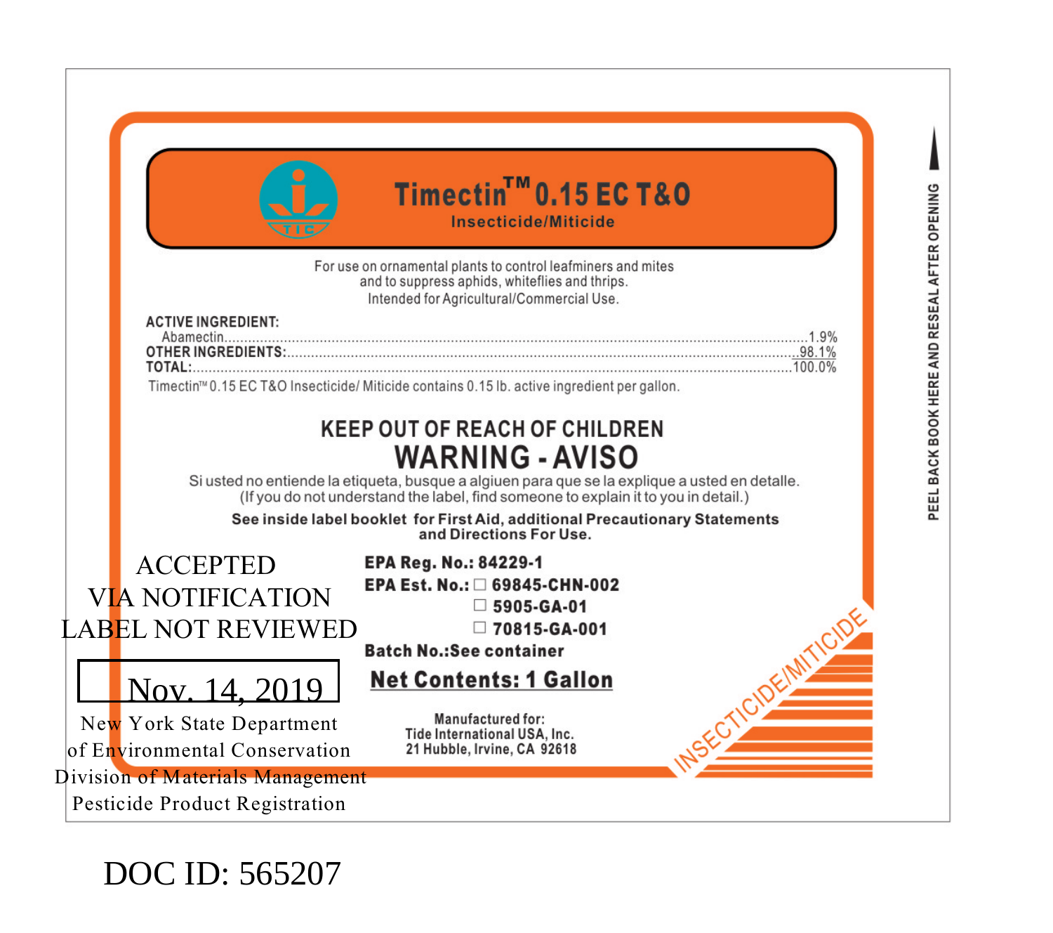# Timectin™ 0.15 EC T&O

**Insecticide/Miticide**

For use on ornamental plants to control leafminers and mites and to suppress aphids, whiteflies and thrips.
Intended for Agricultural/Commercial Use.

| | |
|---|---|
| **ACTIVE INGREDIENT:** | |
| Abamectin | 1.9% |
| **OTHER INGREDIENTS:** | 98.1% |
| **TOTAL:** | 100.0% |

Timectin™ 0.15 EC T&O Insecticide/ Miticide contains 0.15 lb. active ingredient per gallon.

## KEEP OUT OF REACH OF CHILDREN

## WARNING - AVISO

Si usted no entiende la etiqueta, busque a algiuen para que se la explique a usted en detalle.
(If you do not understand the label, find someone to explain it to you in detail.)

**See inside label booklet for First Aid, additional Precautionary Statements and Directions For Use.**

ACCEPTED
VIA NOTIFICATION
LABEL NOT REVIEWED

Nov. 14, 2019

New York State Department
of Environmental Conservation
Division of Materials Management
Pesticide Product Registration

**EPA Reg. No.: 84229-1**

**EPA Est. No.:** ☐ **69845-CHN-002**
☐ **5905-GA-01**
☐ **70815-GA-001**

**Batch No.:See container**

**Net Contents: 1 Gallon**

Manufactured for:
Tide International USA, Inc.
21 Hubble, Irvine, CA 92618

INSECTICIDE/MITICIDE

PEEL BACK BOOK HERE AND RESEAL AFTER OPENING

DOC ID: 565207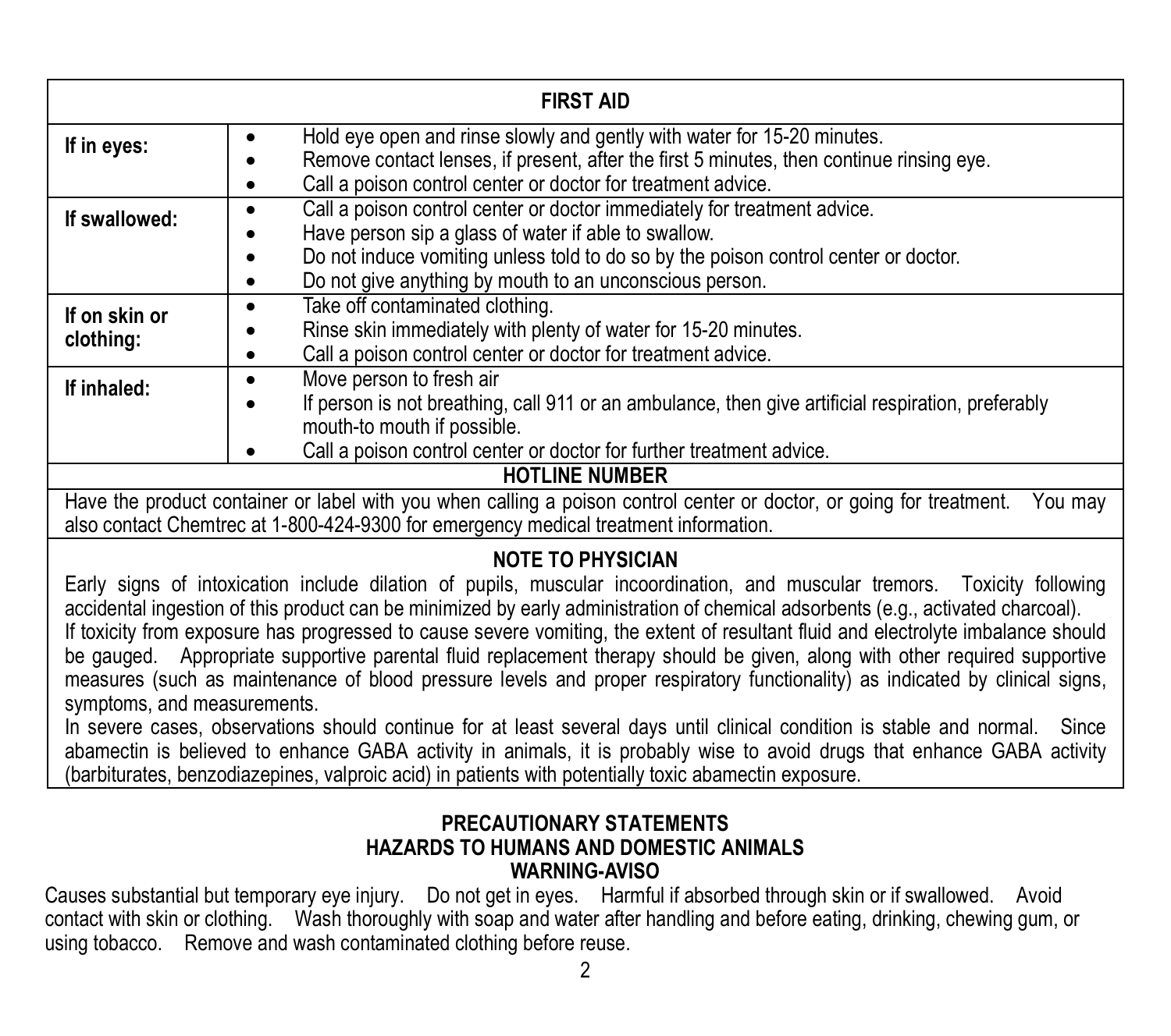| FIRST AID | |
|---|---|
| **If in eyes:** | • Hold eye open and rinse slowly and gently with water for 15-20 minutes.<br>• Remove contact lenses, if present, after the first 5 minutes, then continue rinsing eye.<br>• Call a poison control center or doctor for treatment advice. |
| **If swallowed:** | • Call a poison control center or doctor immediately for treatment advice.<br>• Have person sip a glass of water if able to swallow.<br>• Do not induce vomiting unless told to do so by the poison control center or doctor.<br>• Do not give anything by mouth to an unconscious person. |
| **If on skin or clothing:** | • Take off contaminated clothing.<br>• Rinse skin immediately with plenty of water for 15-20 minutes.<br>• Call a poison control center or doctor for treatment advice. |
| **If inhaled:** | • Move person to fresh air<br>• If person is not breathing, call 911 or an ambulance, then give artificial respiration, preferably mouth-to mouth if possible.<br>• Call a poison control center or doctor for further treatment advice. |
| **HOTLINE NUMBER** | |
| Have the product container or label with you when calling a poison control center or doctor, or going for treatment. You may also contact Chemtrec at 1-800-424-9300 for emergency medical treatment information. | |

**NOTE TO PHYSICIAN**

Early signs of intoxication include dilation of pupils, muscular incoordination, and muscular tremors. Toxicity following accidental ingestion of this product can be minimized by early administration of chemical adsorbents (e.g., activated charcoal).

If toxicity from exposure has progressed to cause severe vomiting, the extent of resultant fluid and electrolyte imbalance should be gauged. Appropriate supportive parental fluid replacement therapy should be given, along with other required supportive measures (such as maintenance of blood pressure levels and proper respiratory functionality) as indicated by clinical signs, symptoms, and measurements.

In severe cases, observations should continue for at least several days until clinical condition is stable and normal. Since abamectin is believed to enhance GABA activity in animals, it is probably wise to avoid drugs that enhance GABA activity (barbiturates, benzodiazepines, valproic acid) in patients with potentially toxic abamectin exposure.

## PRECAUTIONARY STATEMENTS
## HAZARDS TO HUMANS AND DOMESTIC ANIMALS
### WARNING-AVISO

Causes substantial but temporary eye injury. Do not get in eyes. Harmful if absorbed through skin or if swallowed. Avoid contact with skin or clothing. Wash thoroughly with soap and water after handling and before eating, drinking, chewing gum, or using tobacco. Remove and wash contaminated clothing before reuse.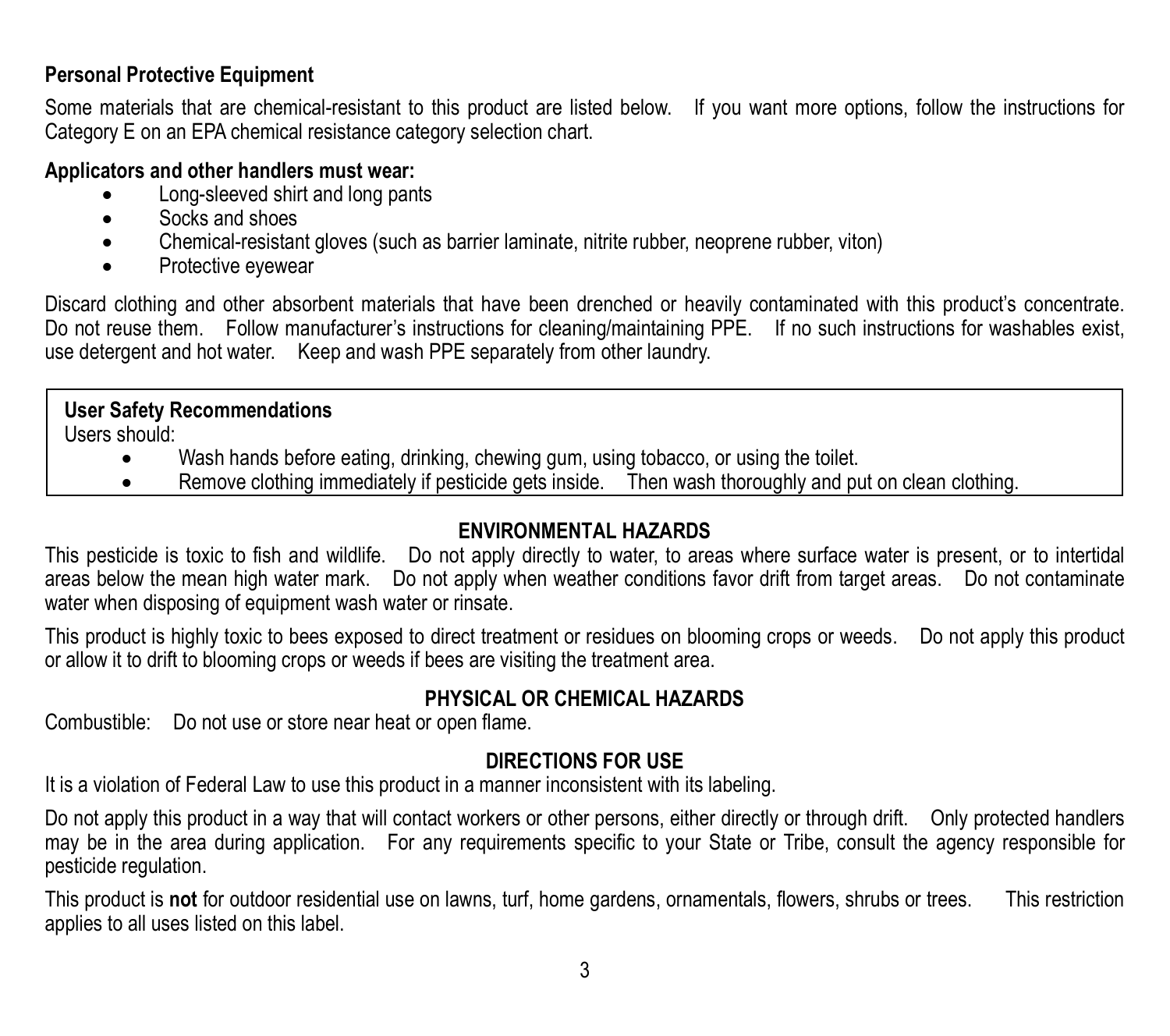**Personal Protective Equipment**

Some materials that are chemical-resistant to this product are listed below. If you want more options, follow the instructions for Category E on an EPA chemical resistance category selection chart.

**Applicators and other handlers must wear:**

- Long-sleeved shirt and long pants
- Socks and shoes
- Chemical-resistant gloves (such as barrier laminate, nitrite rubber, neoprene rubber, viton)
- Protective eyewear

Discard clothing and other absorbent materials that have been drenched or heavily contaminated with this product's concentrate. Do not reuse them. Follow manufacturer's instructions for cleaning/maintaining PPE. If no such instructions for washables exist, use detergent and hot water. Keep and wash PPE separately from other laundry.

**User Safety Recommendations**

Users should:

- Wash hands before eating, drinking, chewing gum, using tobacco, or using the toilet.
- Remove clothing immediately if pesticide gets inside. Then wash thoroughly and put on clean clothing.

## ENVIRONMENTAL HAZARDS

This pesticide is toxic to fish and wildlife. Do not apply directly to water, to areas where surface water is present, or to intertidal areas below the mean high water mark. Do not apply when weather conditions favor drift from target areas. Do not contaminate water when disposing of equipment wash water or rinsate.

This product is highly toxic to bees exposed to direct treatment or residues on blooming crops or weeds. Do not apply this product or allow it to drift to blooming crops or weeds if bees are visiting the treatment area.

## PHYSICAL OR CHEMICAL HAZARDS

Combustible: Do not use or store near heat or open flame.

## DIRECTIONS FOR USE

It is a violation of Federal Law to use this product in a manner inconsistent with its labeling.

Do not apply this product in a way that will contact workers or other persons, either directly or through drift. Only protected handlers may be in the area during application. For any requirements specific to your State or Tribe, consult the agency responsible for pesticide regulation.

This product is **not** for outdoor residential use on lawns, turf, home gardens, ornamentals, flowers, shrubs or trees. This restriction applies to all uses listed on this label.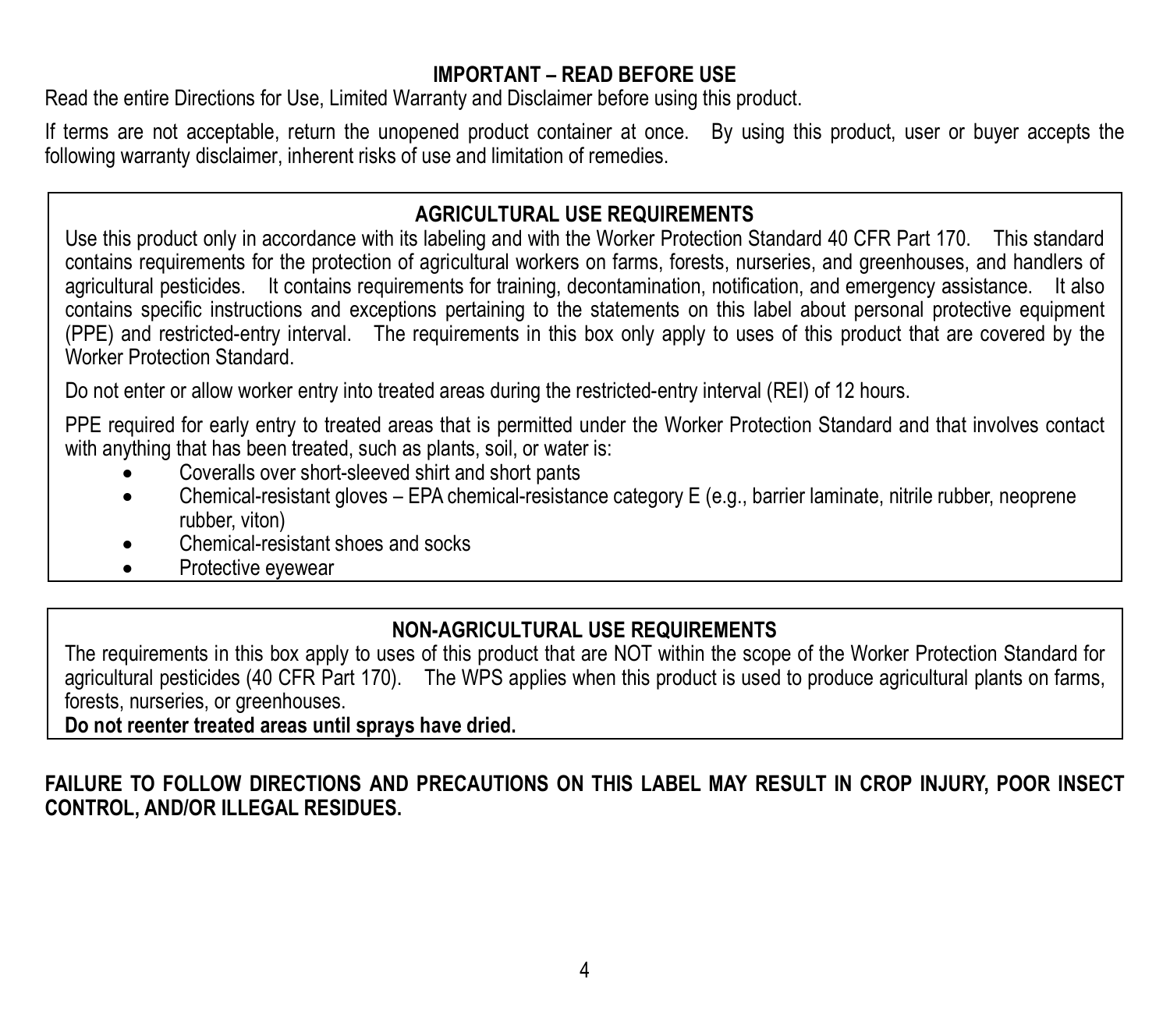## IMPORTANT – READ BEFORE USE

Read the entire Directions for Use, Limited Warranty and Disclaimer before using this product.

If terms are not acceptable, return the unopened product container at once. By using this product, user or buyer accepts the following warranty disclaimer, inherent risks of use and limitation of remedies.

## AGRICULTURAL USE REQUIREMENTS

Use this product only in accordance with its labeling and with the Worker Protection Standard 40 CFR Part 170. This standard contains requirements for the protection of agricultural workers on farms, forests, nurseries, and greenhouses, and handlers of agricultural pesticides. It contains requirements for training, decontamination, notification, and emergency assistance. It also contains specific instructions and exceptions pertaining to the statements on this label about personal protective equipment (PPE) and restricted-entry interval. The requirements in this box only apply to uses of this product that are covered by the Worker Protection Standard.

Do not enter or allow worker entry into treated areas during the restricted-entry interval (REI) of 12 hours.

PPE required for early entry to treated areas that is permitted under the Worker Protection Standard and that involves contact with anything that has been treated, such as plants, soil, or water is:

- Coveralls over short-sleeved shirt and short pants
- Chemical-resistant gloves – EPA chemical-resistance category E (e.g., barrier laminate, nitrile rubber, neoprene rubber, viton)
- Chemical-resistant shoes and socks
- Protective eyewear

## NON-AGRICULTURAL USE REQUIREMENTS

The requirements in this box apply to uses of this product that are NOT within the scope of the Worker Protection Standard for agricultural pesticides (40 CFR Part 170). The WPS applies when this product is used to produce agricultural plants on farms, forests, nurseries, or greenhouses.

**Do not reenter treated areas until sprays have dried.**

**FAILURE TO FOLLOW DIRECTIONS AND PRECAUTIONS ON THIS LABEL MAY RESULT IN CROP INJURY, POOR INSECT CONTROL, AND/OR ILLEGAL RESIDUES.**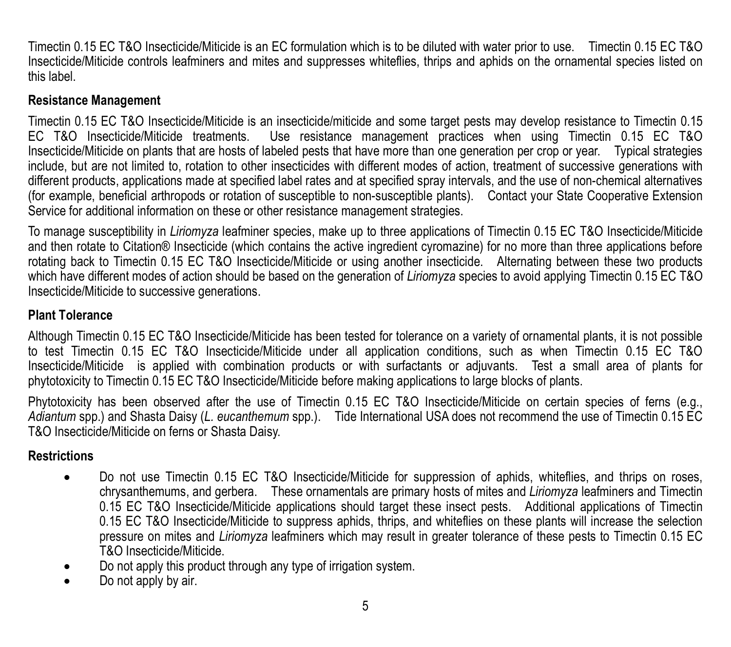Timectin 0.15 EC T&O Insecticide/Miticide is an EC formulation which is to be diluted with water prior to use. Timectin 0.15 EC T&O Insecticide/Miticide controls leafminers and mites and suppresses whiteflies, thrips and aphids on the ornamental species listed on this label.

## Resistance Management

Timectin 0.15 EC T&O Insecticide/Miticide is an insecticide/miticide and some target pests may develop resistance to Timectin 0.15 EC T&O Insecticide/Miticide treatments. Use resistance management practices when using Timectin 0.15 EC T&O Insecticide/Miticide on plants that are hosts of labeled pests that have more than one generation per crop or year. Typical strategies include, but are not limited to, rotation to other insecticides with different modes of action, treatment of successive generations with different products, applications made at specified label rates and at specified spray intervals, and the use of non-chemical alternatives (for example, beneficial arthropods or rotation of susceptible to non-susceptible plants). Contact your State Cooperative Extension Service for additional information on these or other resistance management strategies.

To manage susceptibility in *Liriomyza* leafminer species, make up to three applications of Timectin 0.15 EC T&O Insecticide/Miticide and then rotate to Citation® Insecticide (which contains the active ingredient cyromazine) for no more than three applications before rotating back to Timectin 0.15 EC T&O Insecticide/Miticide or using another insecticide. Alternating between these two products which have different modes of action should be based on the generation of *Liriomyza* species to avoid applying Timectin 0.15 EC T&O Insecticide/Miticide to successive generations.

## Plant Tolerance

Although Timectin 0.15 EC T&O Insecticide/Miticide has been tested for tolerance on a variety of ornamental plants, it is not possible to test Timectin 0.15 EC T&O Insecticide/Miticide under all application conditions, such as when Timectin 0.15 EC T&O Insecticide/Miticide is applied with combination products or with surfactants or adjuvants. Test a small area of plants for phytotoxicity to Timectin 0.15 EC T&O Insecticide/Miticide before making applications to large blocks of plants.

Phytotoxicity has been observed after the use of Timectin 0.15 EC T&O Insecticide/Miticide on certain species of ferns (e.g., *Adiantum* spp.) and Shasta Daisy (*L. eucanthemum* spp.). Tide International USA does not recommend the use of Timectin 0.15 EC T&O Insecticide/Miticide on ferns or Shasta Daisy.

## Restrictions

- Do not use Timectin 0.15 EC T&O Insecticide/Miticide for suppression of aphids, whiteflies, and thrips on roses, chrysanthemums, and gerbera. These ornamentals are primary hosts of mites and *Liriomyza* leafminers and Timectin 0.15 EC T&O Insecticide/Miticide applications should target these insect pests. Additional applications of Timectin 0.15 EC T&O Insecticide/Miticide to suppress aphids, thrips, and whiteflies on these plants will increase the selection pressure on mites and *Liriomyza* leafminers which may result in greater tolerance of these pests to Timectin 0.15 EC T&O Insecticide/Miticide.
- Do not apply this product through any type of irrigation system.
- Do not apply by air.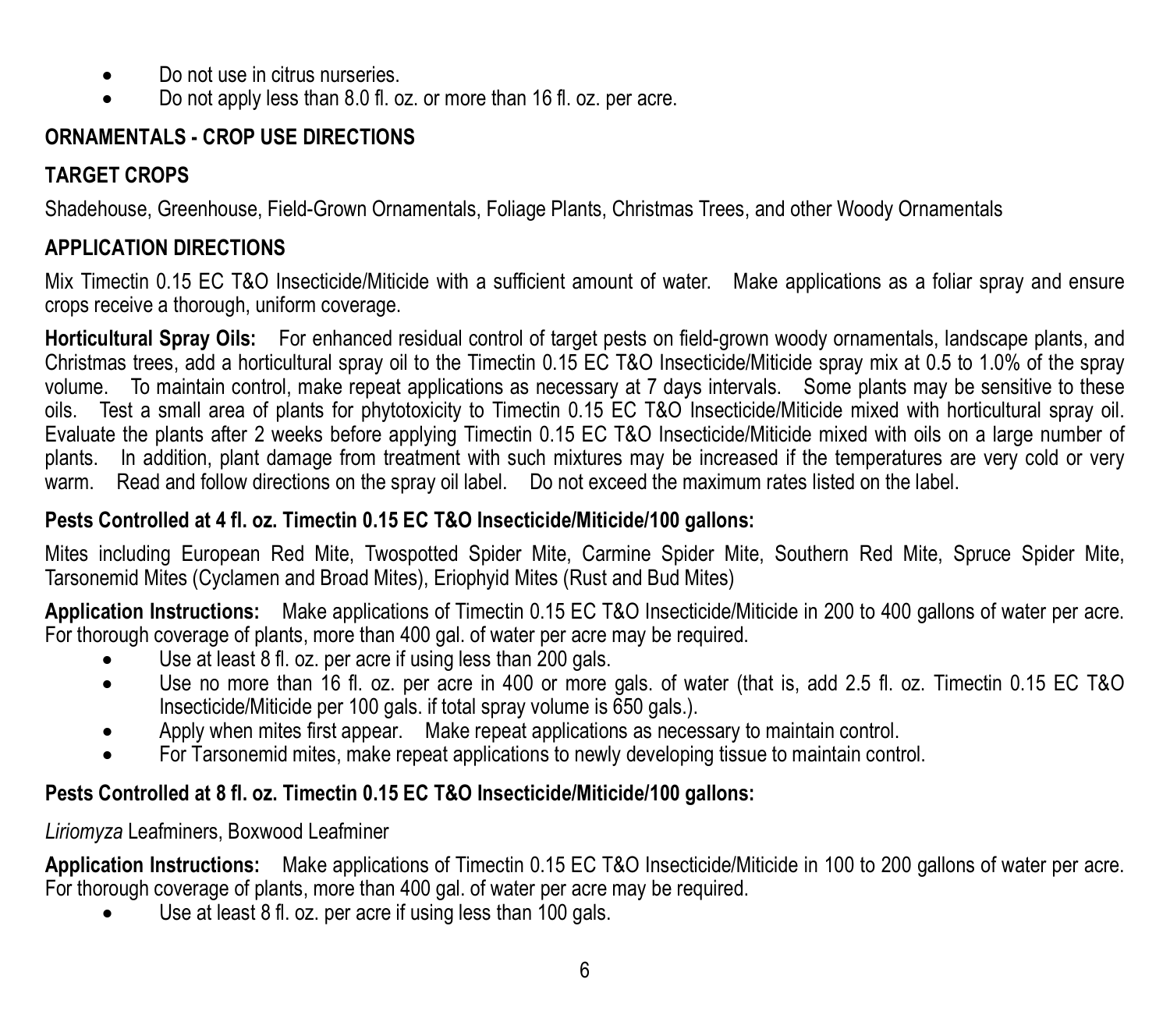- Do not use in citrus nurseries.
- Do not apply less than 8.0 fl. oz. or more than 16 fl. oz. per acre.

## ORNAMENTALS - CROP USE DIRECTIONS

### TARGET CROPS

Shadehouse, Greenhouse, Field-Grown Ornamentals, Foliage Plants, Christmas Trees, and other Woody Ornamentals

### APPLICATION DIRECTIONS

Mix Timectin 0.15 EC T&O Insecticide/Miticide with a sufficient amount of water. Make applications as a foliar spray and ensure crops receive a thorough, uniform coverage.

**Horticultural Spray Oils:** For enhanced residual control of target pests on field-grown woody ornamentals, landscape plants, and Christmas trees, add a horticultural spray oil to the Timectin 0.15 EC T&O Insecticide/Miticide spray mix at 0.5 to 1.0% of the spray volume. To maintain control, make repeat applications as necessary at 7 days intervals. Some plants may be sensitive to these oils. Test a small area of plants for phytotoxicity to Timectin 0.15 EC T&O Insecticide/Miticide mixed with horticultural spray oil. Evaluate the plants after 2 weeks before applying Timectin 0.15 EC T&O Insecticide/Miticide mixed with oils on a large number of plants. In addition, plant damage from treatment with such mixtures may be increased if the temperatures are very cold or very warm. Read and follow directions on the spray oil label. Do not exceed the maximum rates listed on the label.

**Pests Controlled at 4 fl. oz. Timectin 0.15 EC T&O Insecticide/Miticide/100 gallons:**

Mites including European Red Mite, Twospotted Spider Mite, Carmine Spider Mite, Southern Red Mite, Spruce Spider Mite, Tarsonemid Mites (Cyclamen and Broad Mites), Eriophyid Mites (Rust and Bud Mites)

**Application Instructions:** Make applications of Timectin 0.15 EC T&O Insecticide/Miticide in 200 to 400 gallons of water per acre. For thorough coverage of plants, more than 400 gal. of water per acre may be required.

- Use at least 8 fl. oz. per acre if using less than 200 gals.
- Use no more than 16 fl. oz. per acre in 400 or more gals. of water (that is, add 2.5 fl. oz. Timectin 0.15 EC T&O Insecticide/Miticide per 100 gals. if total spray volume is 650 gals.).
- Apply when mites first appear. Make repeat applications as necessary to maintain control.
- For Tarsonemid mites, make repeat applications to newly developing tissue to maintain control.

**Pests Controlled at 8 fl. oz. Timectin 0.15 EC T&O Insecticide/Miticide/100 gallons:**

*Liriomyza* Leafminers, Boxwood Leafminer

**Application Instructions:** Make applications of Timectin 0.15 EC T&O Insecticide/Miticide in 100 to 200 gallons of water per acre. For thorough coverage of plants, more than 400 gal. of water per acre may be required.

- Use at least 8 fl. oz. per acre if using less than 100 gals.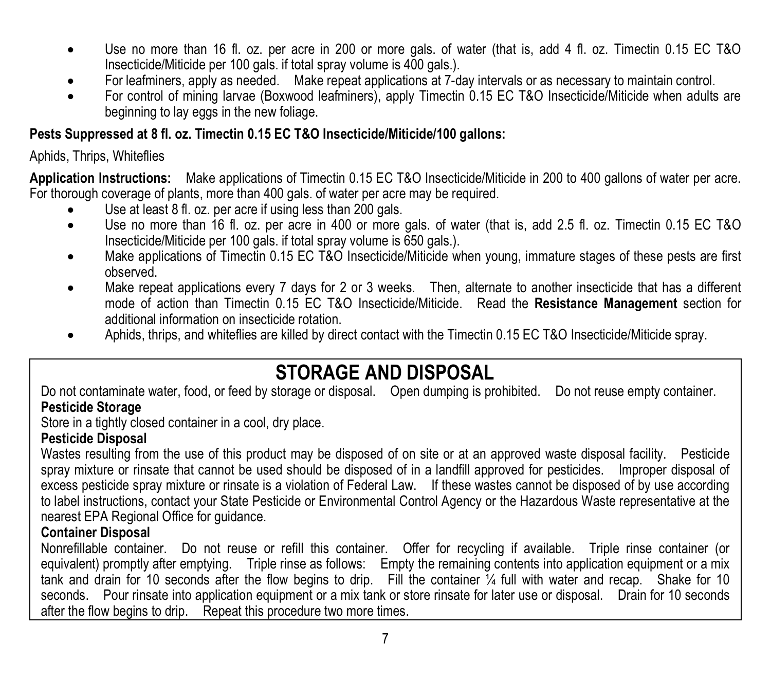- Use no more than 16 fl. oz. per acre in 200 or more gals. of water (that is, add 4 fl. oz. Timectin 0.15 EC T&O Insecticide/Miticide per 100 gals. if total spray volume is 400 gals.).
- For leafminers, apply as needed. Make repeat applications at 7-day intervals or as necessary to maintain control.
- For control of mining larvae (Boxwood leafminers), apply Timectin 0.15 EC T&O Insecticide/Miticide when adults are beginning to lay eggs in the new foliage.

**Pests Suppressed at 8 fl. oz. Timectin 0.15 EC T&O Insecticide/Miticide/100 gallons:**

Aphids, Thrips, Whiteflies

**Application Instructions:** Make applications of Timectin 0.15 EC T&O Insecticide/Miticide in 200 to 400 gallons of water per acre. For thorough coverage of plants, more than 400 gals. of water per acre may be required.

- Use at least 8 fl. oz. per acre if using less than 200 gals.
- Use no more than 16 fl. oz. per acre in 400 or more gals. of water (that is, add 2.5 fl. oz. Timectin 0.15 EC T&O Insecticide/Miticide per 100 gals. if total spray volume is 650 gals.).
- Make applications of Timectin 0.15 EC T&O Insecticide/Miticide when young, immature stages of these pests are first observed.
- Make repeat applications every 7 days for 2 or 3 weeks. Then, alternate to another insecticide that has a different mode of action than Timectin 0.15 EC T&O Insecticide/Miticide. Read the **Resistance Management** section for additional information on insecticide rotation.
- Aphids, thrips, and whiteflies are killed by direct contact with the Timectin 0.15 EC T&O Insecticide/Miticide spray.

# STORAGE AND DISPOSAL

Do not contaminate water, food, or feed by storage or disposal. Open dumping is prohibited. Do not reuse empty container.

**Pesticide Storage**

Store in a tightly closed container in a cool, dry place.

**Pesticide Disposal**

Wastes resulting from the use of this product may be disposed of on site or at an approved waste disposal facility. Pesticide spray mixture or rinsate that cannot be used should be disposed of in a landfill approved for pesticides. Improper disposal of excess pesticide spray mixture or rinsate is a violation of Federal Law. If these wastes cannot be disposed of by use according to label instructions, contact your State Pesticide or Environmental Control Agency or the Hazardous Waste representative at the nearest EPA Regional Office for guidance.

**Container Disposal**

Nonrefillable container. Do not reuse or refill this container. Offer for recycling if available. Triple rinse container (or equivalent) promptly after emptying. Triple rinse as follows: Empty the remaining contents into application equipment or a mix tank and drain for 10 seconds after the flow begins to drip. Fill the container ¼ full with water and recap. Shake for 10 seconds. Pour rinsate into application equipment or a mix tank or store rinsate for later use or disposal. Drain for 10 seconds after the flow begins to drip. Repeat this procedure two more times.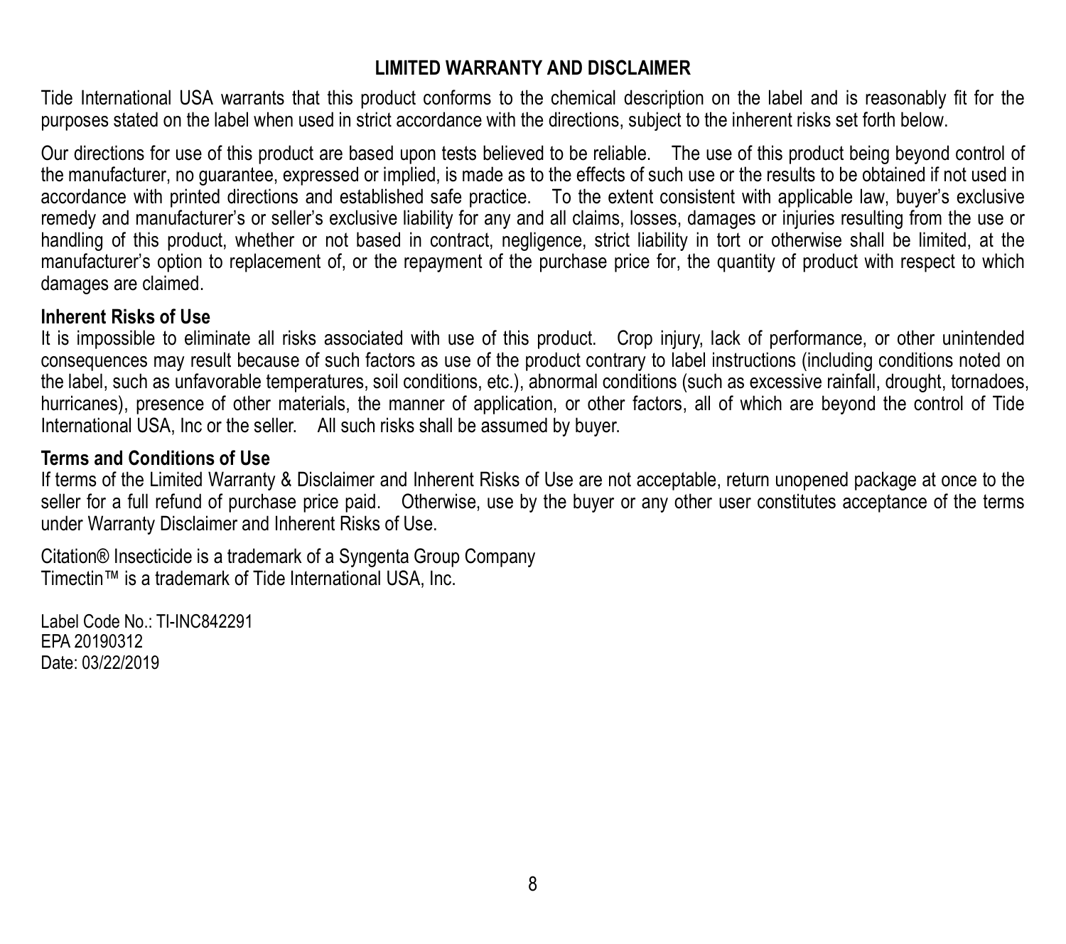## LIMITED WARRANTY AND DISCLAIMER

Tide International USA warrants that this product conforms to the chemical description on the label and is reasonably fit for the purposes stated on the label when used in strict accordance with the directions, subject to the inherent risks set forth below.

Our directions for use of this product are based upon tests believed to be reliable. The use of this product being beyond control of the manufacturer, no guarantee, expressed or implied, is made as to the effects of such use or the results to be obtained if not used in accordance with printed directions and established safe practice. To the extent consistent with applicable law, buyer's exclusive remedy and manufacturer's or seller's exclusive liability for any and all claims, losses, damages or injuries resulting from the use or handling of this product, whether or not based in contract, negligence, strict liability in tort or otherwise shall be limited, at the manufacturer's option to replacement of, or the repayment of the purchase price for, the quantity of product with respect to which damages are claimed.

**Inherent Risks of Use**

It is impossible to eliminate all risks associated with use of this product. Crop injury, lack of performance, or other unintended consequences may result because of such factors as use of the product contrary to label instructions (including conditions noted on the label, such as unfavorable temperatures, soil conditions, etc.), abnormal conditions (such as excessive rainfall, drought, tornadoes, hurricanes), presence of other materials, the manner of application, or other factors, all of which are beyond the control of Tide International USA, Inc or the seller. All such risks shall be assumed by buyer.

**Terms and Conditions of Use**

If terms of the Limited Warranty & Disclaimer and Inherent Risks of Use are not acceptable, return unopened package at once to the seller for a full refund of purchase price paid. Otherwise, use by the buyer or any other user constitutes acceptance of the terms under Warranty Disclaimer and Inherent Risks of Use.

Citation® Insecticide is a trademark of a Syngenta Group Company
Timectin™ is a trademark of Tide International USA, Inc.

Label Code No.: TI-INC842291
EPA 20190312
Date: 03/22/2019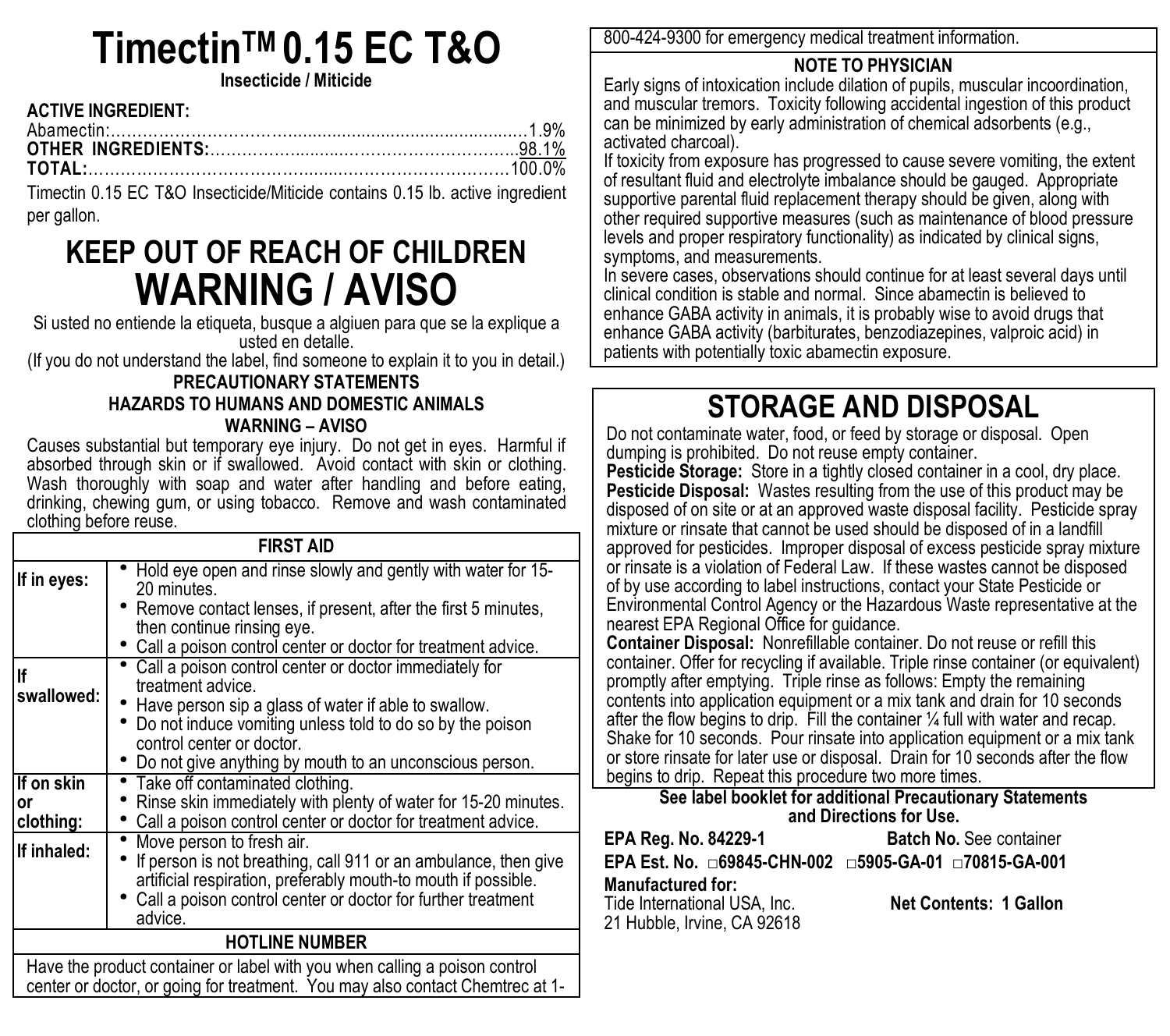# Timectin™ 0.15 EC T&O

**Insecticide / Miticide**

**ACTIVE INGREDIENT:**

| | |
|---|---|
| Abamectin: | 1.9% |
| **OTHER INGREDIENTS:** | 98.1% |
| **TOTAL:** | 100.0% |

Timectin 0.15 EC T&O Insecticide/Miticide contains 0.15 lb. active ingredient per gallon.

## KEEP OUT OF REACH OF CHILDREN

# WARNING / AVISO

Si usted no entiende la etiqueta, busque a algiuen para que se la explique a usted en detalle.
(If you do not understand the label, find someone to explain it to you in detail.)

**PRECAUTIONARY STATEMENTS**

**HAZARDS TO HUMANS AND DOMESTIC ANIMALS**

**WARNING – AVISO**

Causes substantial but temporary eye injury. Do not get in eyes. Harmful if absorbed through skin or if swallowed. Avoid contact with skin or clothing. Wash thoroughly with soap and water after handling and before eating, drinking, chewing gum, or using tobacco. Remove and wash contaminated clothing before reuse.

| FIRST AID | |
|---|---|
| **If in eyes:** | • Hold eye open and rinse slowly and gently with water for 15-20 minutes.<br>• Remove contact lenses, if present, after the first 5 minutes, then continue rinsing eye.<br>• Call a poison control center or doctor for treatment advice. |
| **If swallowed:** | • Call a poison control center or doctor immediately for treatment advice.<br>• Have person sip a glass of water if able to swallow.<br>• Do not induce vomiting unless told to do so by the poison control center or doctor.<br>• Do not give anything by mouth to an unconscious person. |
| **If on skin or clothing:** | • Take off contaminated clothing.<br>• Rinse skin immediately with plenty of water for 15-20 minutes.<br>• Call a poison control center or doctor for treatment advice. |
| **If inhaled:** | • Move person to fresh air.<br>• If person is not breathing, call 911 or an ambulance, then give artificial respiration, preferably mouth-to mouth if possible.<br>• Call a poison control center or doctor for further treatment advice. |
| **HOTLINE NUMBER** | |
| Have the product container or label with you when calling a poison control center or doctor, or going for treatment. You may also contact Chemtrec at 1-800-424-9300 for emergency medical treatment information. | |

**NOTE TO PHYSICIAN**

Early signs of intoxication include dilation of pupils, muscular incoordination, and muscular tremors. Toxicity following accidental ingestion of this product can be minimized by early administration of chemical adsorbents (e.g., activated charcoal).

If toxicity from exposure has progressed to cause severe vomiting, the extent of resultant fluid and electrolyte imbalance should be gauged. Appropriate supportive parental fluid replacement therapy should be given, along with other required supportive measures (such as maintenance of blood pressure levels and proper respiratory functionality) as indicated by clinical signs, symptoms, and measurements.

In severe cases, observations should continue for at least several days until clinical condition is stable and normal. Since abamectin is believed to enhance GABA activity in animals, it is probably wise to avoid drugs that enhance GABA activity (barbiturates, benzodiazepines, valproic acid) in patients with potentially toxic abamectin exposure.

## STORAGE AND DISPOSAL

Do not contaminate water, food, or feed by storage or disposal. Open dumping is prohibited. Do not reuse empty container.

**Pesticide Storage:** Store in a tightly closed container in a cool, dry place.

**Pesticide Disposal:** Wastes resulting from the use of this product may be disposed of on site or at an approved waste disposal facility. Pesticide spray mixture or rinsate that cannot be used should be disposed of in a landfill approved for pesticides. Improper disposal of excess pesticide spray mixture or rinsate is a violation of Federal Law. If these wastes cannot be disposed of by use according to label instructions, contact your State Pesticide or Environmental Control Agency or the Hazardous Waste representative at the nearest EPA Regional Office for guidance.

**Container Disposal:** Nonrefillable container. Do not reuse or refill this container. Offer for recycling if available. Triple rinse container (or equivalent) promptly after emptying. Triple rinse as follows: Empty the remaining contents into application equipment or a mix tank and drain for 10 seconds after the flow begins to drip. Fill the container ¼ full with water and recap. Shake for 10 seconds. Pour rinsate into application equipment or a mix tank or store rinsate for later use or disposal. Drain for 10 seconds after the flow begins to drip. Repeat this procedure two more times.

**See label booklet for additional Precautionary Statements and Directions for Use.**

**EPA Reg. No. 84229-1** **Batch No.** See container

**EPA Est. No.** ☐**69845-CHN-002** ☐**5905-GA-01** ☐**70815-GA-001**

**Manufactured for:**
Tide International USA, Inc.
21 Hubble, Irvine, CA 92618

**Net Contents: 1 Gallon**